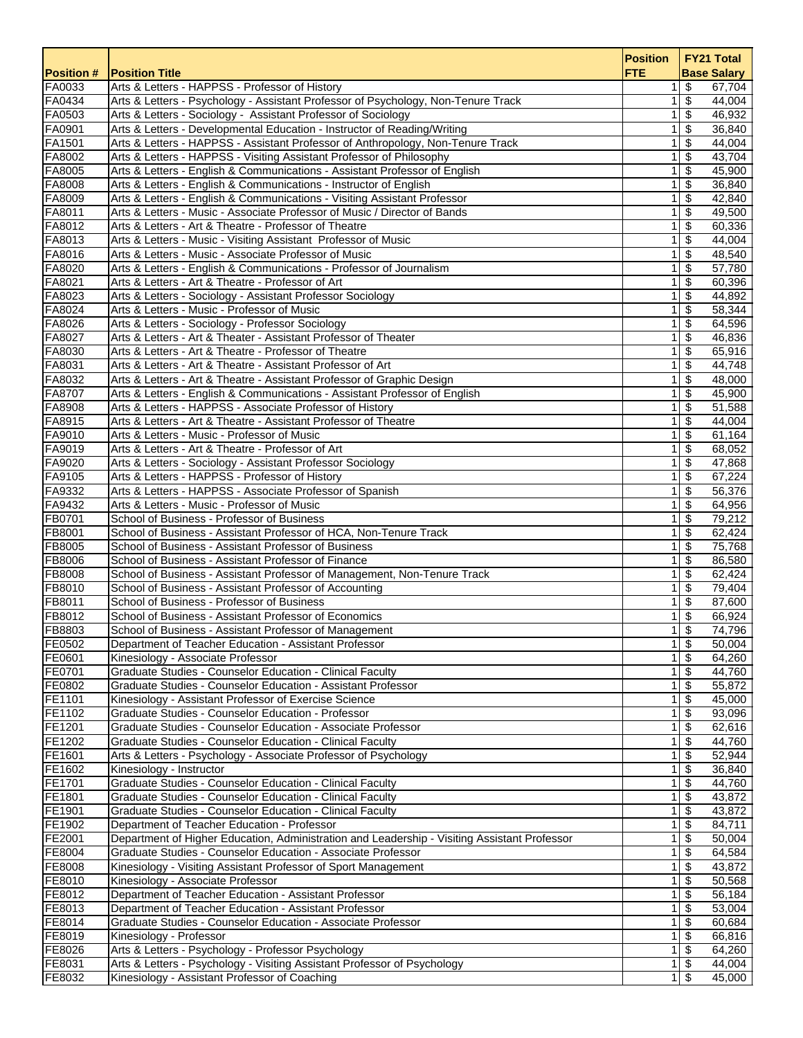| Position # | Position Title | Position FTE | FY21 Total Base Salary |
|---|---|---|---|
| FA0033 | Arts & Letters - HAPPSS - Professor of History | 1 | $ 67,704 |
| FA0434 | Arts & Letters - Psychology - Assistant Professor of Psychology, Non-Tenure Track | 1 | $ 44,004 |
| FA0503 | Arts & Letters - Sociology - Assistant Professor of Sociology | 1 | $ 46,932 |
| FA0901 | Arts & Letters - Developmental Education - Instructor of Reading/Writing | 1 | $ 36,840 |
| FA1501 | Arts & Letters - HAPPSS - Assistant Professor of Anthropology, Non-Tenure Track | 1 | $ 44,004 |
| FA8002 | Arts & Letters - HAPPSS - Visiting Assistant Professor of Philosophy | 1 | $ 43,704 |
| FA8005 | Arts & Letters - English & Communications - Assistant Professor of English | 1 | $ 45,900 |
| FA8008 | Arts & Letters - English & Communications - Instructor of English | 1 | $ 36,840 |
| FA8009 | Arts & Letters - English & Communications - Visiting Assistant Professor | 1 | $ 42,840 |
| FA8011 | Arts & Letters - Music - Associate Professor of Music / Director of Bands | 1 | $ 49,500 |
| FA8012 | Arts & Letters - Art & Theatre - Professor of Theatre | 1 | $ 60,336 |
| FA8013 | Arts & Letters - Music - Visiting Assistant Professor of Music | 1 | $ 44,004 |
| FA8016 | Arts & Letters - Music - Associate Professor of Music | 1 | $ 48,540 |
| FA8020 | Arts & Letters - English & Communications - Professor of Journalism | 1 | $ 57,780 |
| FA8021 | Arts & Letters - Art & Theatre - Professor of Art | 1 | $ 60,396 |
| FA8023 | Arts & Letters - Sociology - Assistant Professor Sociology | 1 | $ 44,892 |
| FA8024 | Arts & Letters - Music - Professor of Music | 1 | $ 58,344 |
| FA8026 | Arts & Letters - Sociology - Professor Sociology | 1 | $ 64,596 |
| FA8027 | Arts & Letters - Art & Theater - Assistant Professor of Theater | 1 | $ 46,836 |
| FA8030 | Arts & Letters - Art & Theatre - Professor of Theatre | 1 | $ 65,916 |
| FA8031 | Arts & Letters - Art & Theatre - Assistant Professor of Art | 1 | $ 44,748 |
| FA8032 | Arts & Letters - Art & Theatre - Assistant Professor of Graphic Design | 1 | $ 48,000 |
| FA8707 | Arts & Letters - English & Communications - Assistant Professor of English | 1 | $ 45,900 |
| FA8908 | Arts & Letters - HAPPSS - Associate Professor of History | 1 | $ 51,588 |
| FA8915 | Arts & Letters - Art & Theatre - Assistant Professor of Theatre | 1 | $ 44,004 |
| FA9010 | Arts & Letters - Music - Professor of Music | 1 | $ 61,164 |
| FA9019 | Arts & Letters - Art & Theatre - Professor of Art | 1 | $ 68,052 |
| FA9020 | Arts & Letters - Sociology - Assistant Professor Sociology | 1 | $ 47,868 |
| FA9105 | Arts & Letters - HAPPSS - Professor of History | 1 | $ 67,224 |
| FA9332 | Arts & Letters - HAPPSS - Associate Professor of Spanish | 1 | $ 56,376 |
| FA9432 | Arts & Letters - Music - Professor of Music | 1 | $ 64,956 |
| FB0701 | School of Business - Professor of Business | 1 | $ 79,212 |
| FB8001 | School of Business - Assistant Professor of HCA, Non-Tenure Track | 1 | $ 62,424 |
| FB8005 | School of Business - Assistant Professor of Business | 1 | $ 75,768 |
| FB8006 | School of Business - Assistant Professor of Finance | 1 | $ 86,580 |
| FB8008 | School of Business - Assistant Professor of Management, Non-Tenure Track | 1 | $ 62,424 |
| FB8010 | School of Business - Assistant Professor of Accounting | 1 | $ 79,404 |
| FB8011 | School of Business - Professor of Business | 1 | $ 87,600 |
| FB8012 | School of Business - Assistant Professor of Economics | 1 | $ 66,924 |
| FB8803 | School of Business - Assistant Professor of Management | 1 | $ 74,796 |
| FE0502 | Department of Teacher Education - Assistant Professor | 1 | $ 50,004 |
| FE0601 | Kinesiology - Associate Professor | 1 | $ 64,260 |
| FE0701 | Graduate Studies - Counselor Education - Clinical Faculty | 1 | $ 44,760 |
| FE0802 | Graduate Studies - Counselor Education - Assistant Professor | 1 | $ 55,872 |
| FE1101 | Kinesiology - Assistant Professor of Exercise Science | 1 | $ 45,000 |
| FE1102 | Graduate Studies - Counselor Education - Professor | 1 | $ 93,096 |
| FE1201 | Graduate Studies - Counselor Education - Associate Professor | 1 | $ 62,616 |
| FE1202 | Graduate Studies - Counselor Education - Clinical Faculty | 1 | $ 44,760 |
| FE1601 | Arts & Letters - Psychology - Associate Professor of Psychology | 1 | $ 52,944 |
| FE1602 | Kinesiology - Instructor | 1 | $ 36,840 |
| FE1701 | Graduate Studies - Counselor Education - Clinical Faculty | 1 | $ 44,760 |
| FE1801 | Graduate Studies - Counselor Education - Clinical Faculty | 1 | $ 43,872 |
| FE1901 | Graduate Studies - Counselor Education - Clinical Faculty | 1 | $ 43,872 |
| FE1902 | Department of Teacher Education - Professor | 1 | $ 84,711 |
| FE2001 | Department of Higher Education, Administration and Leadership - Visiting Assistant Professor | 1 | $ 50,004 |
| FE8004 | Graduate Studies - Counselor Education - Associate Professor | 1 | $ 64,584 |
| FE8008 | Kinesiology - Visiting Assistant Professor of Sport Management | 1 | $ 43,872 |
| FE8010 | Kinesiology - Associate Professor | 1 | $ 50,568 |
| FE8012 | Department of Teacher Education - Assistant Professor | 1 | $ 56,184 |
| FE8013 | Department of Teacher Education - Assistant Professor | 1 | $ 53,004 |
| FE8014 | Graduate Studies - Counselor Education - Associate Professor | 1 | $ 60,684 |
| FE8019 | Kinesiology - Professor | 1 | $ 66,816 |
| FE8026 | Arts & Letters - Psychology - Professor Psychology | 1 | $ 64,260 |
| FE8031 | Arts & Letters - Psychology - Visiting Assistant Professor of Psychology | 1 | $ 44,004 |
| FE8032 | Kinesiology - Assistant Professor of Coaching | 1 | $ 45,000 |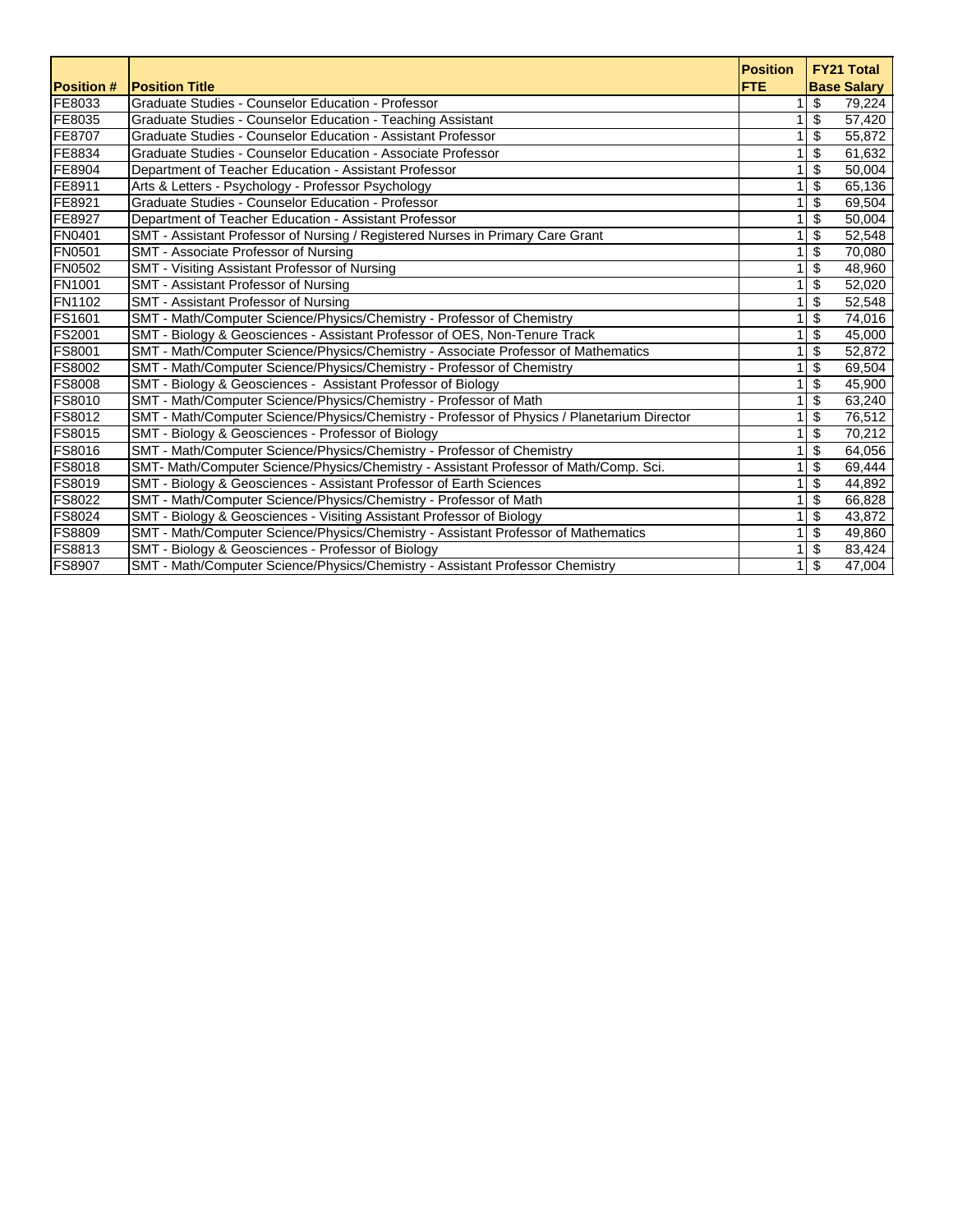| Position # | Position Title | Position FTE | FY21 Total Base Salary |
|---|---|---|---|
| FE8033 | Graduate Studies - Counselor Education - Professor | 1 | $ 79,224 |
| FE8035 | Graduate Studies - Counselor Education - Teaching Assistant | 1 | $ 57,420 |
| FE8707 | Graduate Studies - Counselor Education - Assistant Professor | 1 | $ 55,872 |
| FE8834 | Graduate Studies - Counselor Education - Associate Professor | 1 | $ 61,632 |
| FE8904 | Department of Teacher Education - Assistant Professor | 1 | $ 50,004 |
| FE8911 | Arts & Letters - Psychology - Professor Psychology | 1 | $ 65,136 |
| FE8921 | Graduate Studies - Counselor Education - Professor | 1 | $ 69,504 |
| FE8927 | Department of Teacher Education - Assistant Professor | 1 | $ 50,004 |
| FN0401 | SMT - Assistant Professor of Nursing / Registered Nurses in Primary Care Grant | 1 | $ 52,548 |
| FN0501 | SMT - Associate Professor of Nursing | 1 | $ 70,080 |
| FN0502 | SMT - Visiting Assistant Professor of Nursing | 1 | $ 48,960 |
| FN1001 | SMT - Assistant Professor of Nursing | 1 | $ 52,020 |
| FN1102 | SMT - Assistant Professor of Nursing | 1 | $ 52,548 |
| FS1601 | SMT - Math/Computer Science/Physics/Chemistry - Professor of Chemistry | 1 | $ 74,016 |
| FS2001 | SMT - Biology & Geosciences - Assistant Professor of OES, Non-Tenure Track | 1 | $ 45,000 |
| FS8001 | SMT - Math/Computer Science/Physics/Chemistry - Associate Professor of Mathematics | 1 | $ 52,872 |
| FS8002 | SMT - Math/Computer Science/Physics/Chemistry - Professor of Chemistry | 1 | $ 69,504 |
| FS8008 | SMT - Biology & Geosciences - Assistant Professor of Biology | 1 | $ 45,900 |
| FS8010 | SMT - Math/Computer Science/Physics/Chemistry - Professor of Math | 1 | $ 63,240 |
| FS8012 | SMT - Math/Computer Science/Physics/Chemistry - Professor of Physics / Planetarium Director | 1 | $ 76,512 |
| FS8015 | SMT - Biology & Geosciences - Professor of Biology | 1 | $ 70,212 |
| FS8016 | SMT - Math/Computer Science/Physics/Chemistry - Professor of Chemistry | 1 | $ 64,056 |
| FS8018 | SMT- Math/Computer Science/Physics/Chemistry - Assistant Professor of Math/Comp. Sci. | 1 | $ 69,444 |
| FS8019 | SMT - Biology & Geosciences - Assistant Professor of Earth Sciences | 1 | $ 44,892 |
| FS8022 | SMT - Math/Computer Science/Physics/Chemistry - Professor of Math | 1 | $ 66,828 |
| FS8024 | SMT - Biology & Geosciences - Visiting Assistant Professor of Biology | 1 | $ 43,872 |
| FS8809 | SMT - Math/Computer Science/Physics/Chemistry - Assistant Professor of Mathematics | 1 | $ 49,860 |
| FS8813 | SMT - Biology & Geosciences - Professor of Biology | 1 | $ 83,424 |
| FS8907 | SMT - Math/Computer Science/Physics/Chemistry - Assistant Professor Chemistry | 1 | $ 47,004 |